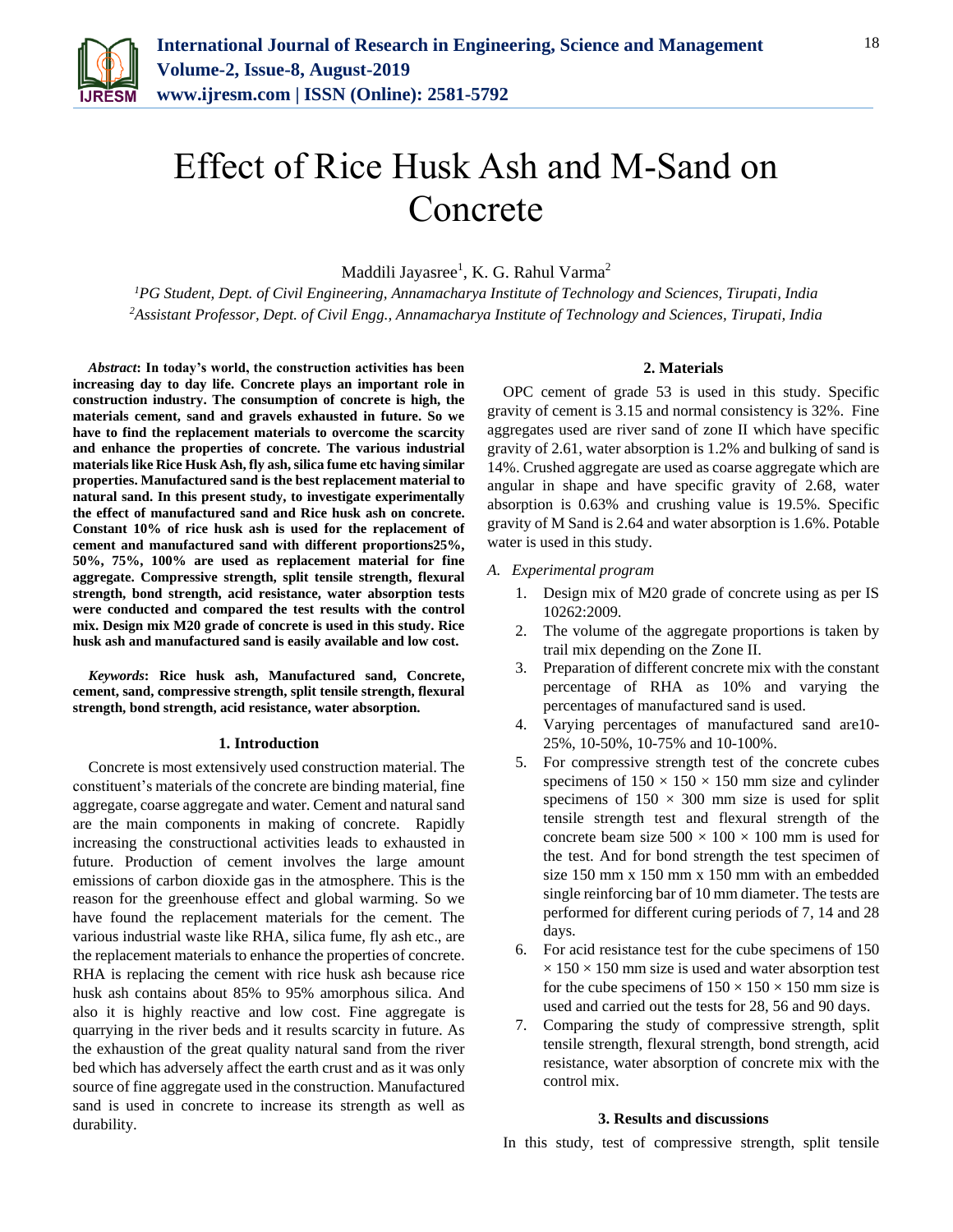# Effect of Rice Husk Ash and M-Sand on Concrete

Maddili Jayasree[1], K. G. Rahul Varma[2]

[1]*PG Student, Dept. of Civil Engineering, Annamacharya Institute of Technology and Sciences, Tirupati, India*
[2]*Assistant Professor, Dept. of Civil Engg., Annamacharya Institute of Technology and Sciences, Tirupati, India*

***Abstract*: In today's world, the construction activities has been increasing day to day life. Concrete plays an important role in construction industry. The consumption of concrete is high, the materials cement, sand and gravels exhausted in future. So we have to find the replacement materials to overcome the scarcity and enhance the properties of concrete. The various industrial materials like Rice Husk Ash, fly ash, silica fume etc having similar properties. Manufactured sand is the best replacement material to natural sand. In this present study, to investigate experimentally the effect of manufactured sand and Rice husk ash on concrete. Constant 10% of rice husk ash is used for the replacement of cement and manufactured sand with different proportions25%, 50%, 75%, 100% are used as replacement material for fine aggregate. Compressive strength, split tensile strength, flexural strength, bond strength, acid resistance, water absorption tests were conducted and compared the test results with the control mix. Design mix M20 grade of concrete is used in this study. Rice husk ash and manufactured sand is easily available and low cost.**

***Keywords*: Rice husk ash, Manufactured sand, Concrete, cement, sand, compressive strength, split tensile strength, flexural strength, bond strength, acid resistance, water absorption.**

## 1. Introduction

Concrete is most extensively used construction material. The constituent's materials of the concrete are binding material, fine aggregate, coarse aggregate and water. Cement and natural sand are the main components in making of concrete. Rapidly increasing the constructional activities leads to exhausted in future. Production of cement involves the large amount emissions of carbon dioxide gas in the atmosphere. This is the reason for the greenhouse effect and global warming. So we have found the replacement materials for the cement. The various industrial waste like RHA, silica fume, fly ash etc., are the replacement materials to enhance the properties of concrete. RHA is replacing the cement with rice husk ash because rice husk ash contains about 85% to 95% amorphous silica. And also it is highly reactive and low cost. Fine aggregate is quarrying in the river beds and it results scarcity in future. As the exhaustion of the great quality natural sand from the river bed which has adversely affect the earth crust and as it was only source of fine aggregate used in the construction. Manufactured sand is used in concrete to increase its strength as well as durability.

## 2. Materials

OPC cement of grade 53 is used in this study. Specific gravity of cement is 3.15 and normal consistency is 32%. Fine aggregates used are river sand of zone II which have specific gravity of 2.61, water absorption is 1.2% and bulking of sand is 14%. Crushed aggregate are used as coarse aggregate which are angular in shape and have specific gravity of 2.68, water absorption is 0.63% and crushing value is 19.5%. Specific gravity of M Sand is 2.64 and water absorption is 1.6%. Potable water is used in this study.

### A. *Experimental program*

1. Design mix of M20 grade of concrete using as per IS 10262:2009.
2. The volume of the aggregate proportions is taken by trail mix depending on the Zone II.
3. Preparation of different concrete mix with the constant percentage of RHA as 10% and varying the percentages of manufactured sand is used.
4. Varying percentages of manufactured sand are10-25%, 10-50%, 10-75% and 10-100%.
5. For compressive strength test of the concrete cubes specimens of 150 × 150 × 150 mm size and cylinder specimens of 150 × 300 mm size is used for split tensile strength test and flexural strength of the concrete beam size 500 × 100 × 100 mm is used for the test. And for bond strength the test specimen of size 150 mm x 150 mm x 150 mm with an embedded single reinforcing bar of 10 mm diameter. The tests are performed for different curing periods of 7, 14 and 28 days.
6. For acid resistance test for the cube specimens of 150 × 150 × 150 mm size is used and water absorption test for the cube specimens of 150 × 150 × 150 mm size is used and carried out the tests for 28, 56 and 90 days.
7. Comparing the study of compressive strength, split tensile strength, flexural strength, bond strength, acid resistance, water absorption of concrete mix with the control mix.

## 3. Results and discussions

In this study, test of compressive strength, split tensile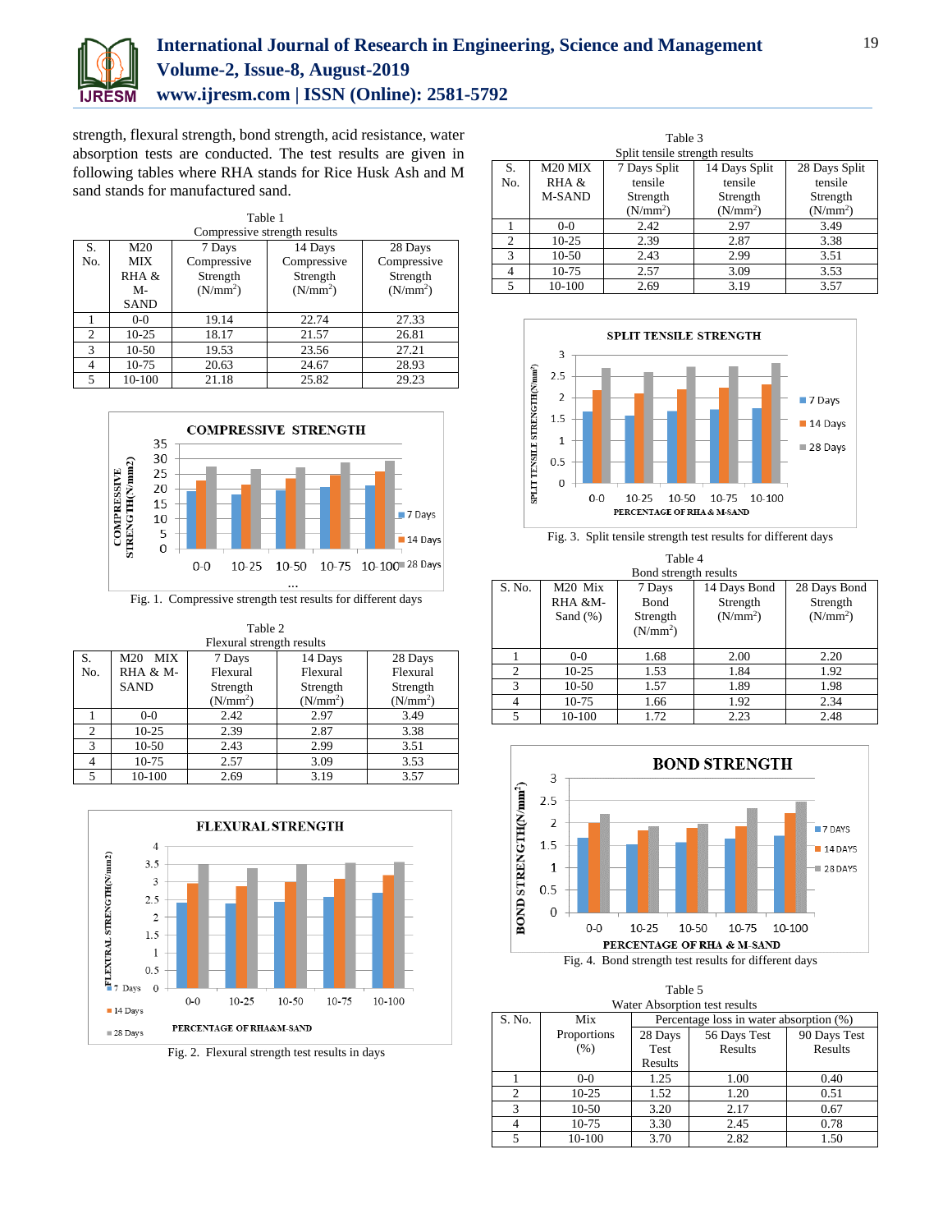strength, flexural strength, bond strength, acid resistance, water absorption tests are conducted. The test results are given in following tables where RHA stands for Rice Husk Ash and M sand stands for manufactured sand.

Table 1
Compressive strength results

| S. No. | M20 MIX RHA & M-SAND | 7 Days Compressive Strength ($N/mm^2$) | 14 Days Compressive Strength ($N/mm^2$) | 28 Days Compressive Strength ($N/mm^2$) |
|---|---|---|---|---|
| 1 | 0-0 | 19.14 | 22.74 | 27.33 |
| 2 | 10-25 | 18.17 | 21.57 | 26.81 |
| 3 | 10-50 | 19.53 | 23.56 | 27.21 |
| 4 | 10-75 | 20.63 | 24.67 | 28.93 |
| 5 | 10-100 | 21.18 | 25.82 | 29.23 |

Fig. 1. Compressive strength test results for different days

Table 2
Flexural strength results

| S. No. | M20 MIX RHA & M-SAND | 7 Days Flexural Strength ($N/mm^2$) | 14 Days Flexural Strength ($N/mm^2$) | 28 Days Flexural Strength ($N/mm^2$) |
|---|---|---|---|---|
| 1 | 0-0 | 2.42 | 2.97 | 3.49 |
| 2 | 10-25 | 2.39 | 2.87 | 3.38 |
| 3 | 10-50 | 2.43 | 2.99 | 3.51 |
| 4 | 10-75 | 2.57 | 3.09 | 3.53 |
| 5 | 10-100 | 2.69 | 3.19 | 3.57 |

Fig. 2. Flexural strength test results in days

Table 3
Split tensile strength results

| S. No. | M20 MIX RHA & M-SAND | 7 Days Split tensile Strength ($N/mm^2$) | 14 Days Split tensile Strength ($N/mm^2$) | 28 Days Split tensile Strength ($N/mm^2$) |
|---|---|---|---|---|
| 1 | 0-0 | 2.42 | 2.97 | 3.49 |
| 2 | 10-25 | 2.39 | 2.87 | 3.38 |
| 3 | 10-50 | 2.43 | 2.99 | 3.51 |
| 4 | 10-75 | 2.57 | 3.09 | 3.53 |
| 5 | 10-100 | 2.69 | 3.19 | 3.57 |

Fig. 3. Split tensile strength test results for different days

Table 4
Bond strength results

| S. No. | M20 Mix RHA &M-Sand (%) | 7 Days Bond Strength ($N/mm^2$) | 14 Days Bond Strength ($N/mm^2$) | 28 Days Bond Strength ($N/mm^2$) |
|---|---|---|---|---|
| 1 | 0-0 | 1.68 | 2.00 | 2.20 |
| 2 | 10-25 | 1.53 | 1.84 | 1.92 |
| 3 | 10-50 | 1.57 | 1.89 | 1.98 |
| 4 | 10-75 | 1.66 | 1.92 | 2.34 |
| 5 | 10-100 | 1.72 | 2.23 | 2.48 |

Fig. 4. Bond strength test results for different days

Table 5
Water Absorption test results

| S. No. | Mix Proportions (%) | Percentage loss in water absorption (%) | | |
|---|---|---|---|---|
| | | 28 Days Test Results | 56 Days Test Results | 90 Days Test Results |
| 1 | 0-0 | 1.25 | 1.00 | 0.40 |
| 2 | 10-25 | 1.52 | 1.20 | 0.51 |
| 3 | 10-50 | 3.20 | 2.17 | 0.67 |
| 4 | 10-75 | 3.30 | 2.45 | 0.78 |
| 5 | 10-100 | 3.70 | 2.82 | 1.50 |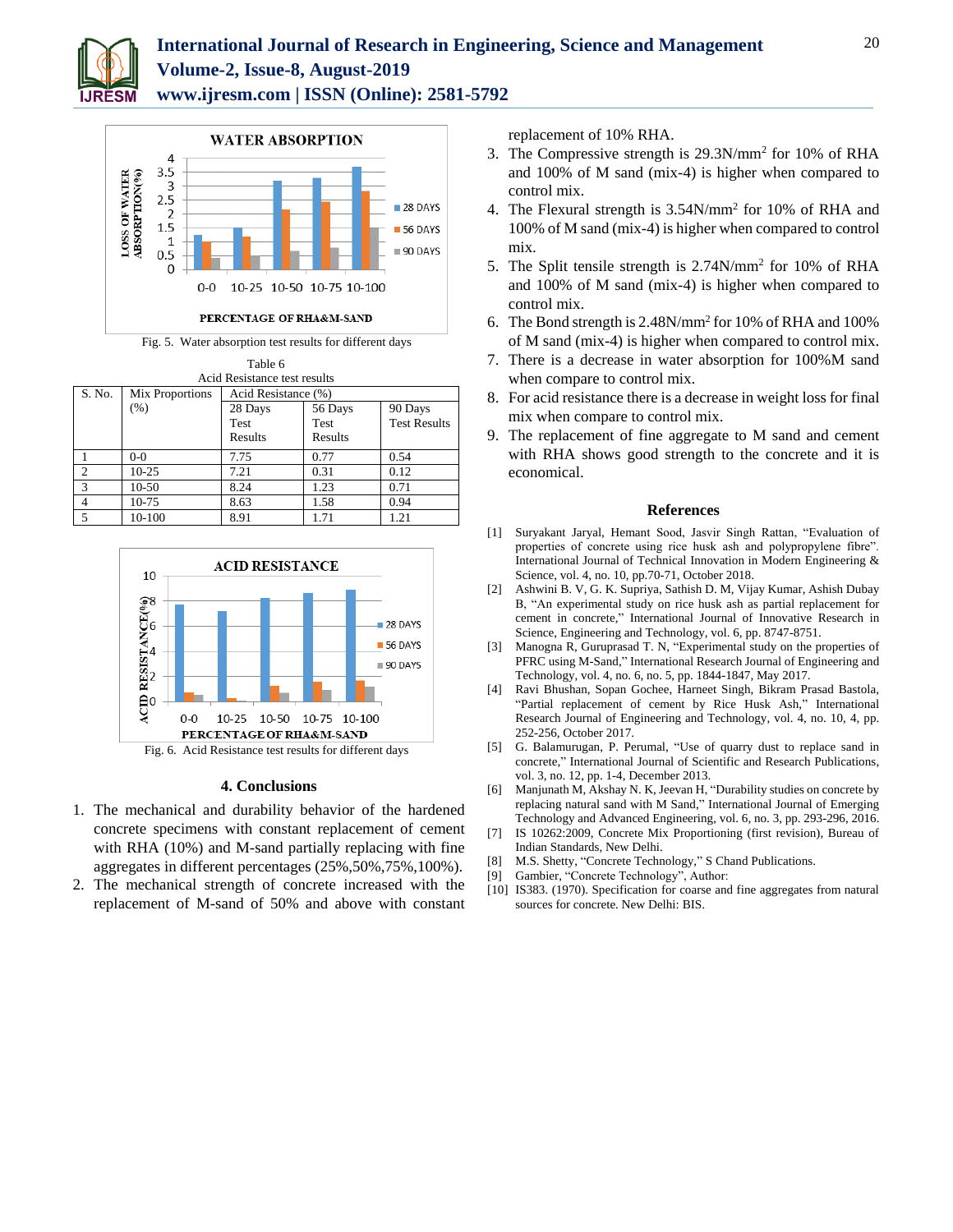WATER ABSORPTION

LOSS OF WATER ABSORPTION(%)

4
3.5
3
2.5
2
1.5
1
0.5
0

0-0 10-25 10-50 10-75 10-100

28 DAYS
56 DAYS
90 DAYS

PERCENTAGE OF RHA&M-SAND

Fig. 5. Water absorption test results for different days

Table 6
Acid Resistance test results

| S. No. | Mix Proportions (%) | Acid Resistance (%) | | |
|---|---|---|---|---|
| | | 28 Days Test Results | 56 Days Test Results | 90 Days Test Results |
| 1 | 0-0 | 7.75 | 0.77 | 0.54 |
| 2 | 10-25 | 7.21 | 0.31 | 0.12 |
| 3 | 10-50 | 8.24 | 1.23 | 0.71 |
| 4 | 10-75 | 8.63 | 1.58 | 0.94 |
| 5 | 10-100 | 8.91 | 1.71 | 1.21 |

ACID RESISTANCE

ACID RESISTANCE(%)

10
8
6
4
2
0

0-0 10-25 10-50 10-75 10-100

28 DAYS
56 DAYS
90 DAYS

PERCENTAGE OF RHA&M-SAND

Fig. 6. Acid Resistance test results for different days

## 4. Conclusions

1. The mechanical and durability behavior of the hardened concrete specimens with constant replacement of cement with RHA (10%) and M-sand partially replacing with fine aggregates in different percentages (25%,50%,75%,100%).
2. The mechanical strength of concrete increased with the replacement of M-sand of 50% and above with constant replacement of 10% RHA.
3. The Compressive strength is 29.3N/mm$^2$ for 10% of RHA and 100% of M sand (mix-4) is higher when compared to control mix.
4. The Flexural strength is 3.54N/mm$^2$ for 10% of RHA and 100% of M sand (mix-4) is higher when compared to control mix.
5. The Split tensile strength is 2.74N/mm$^2$ for 10% of RHA and 100% of M sand (mix-4) is higher when compared to control mix.
6. The Bond strength is 2.48N/mm$^2$ for 10% of RHA and 100% of M sand (mix-4) is higher when compared to control mix.
7. There is a decrease in water absorption for 100%M sand when compare to control mix.
8. For acid resistance there is a decrease in weight loss for final mix when compare to control mix.
9. The replacement of fine aggregate to M sand and cement with RHA shows good strength to the concrete and it is economical.

## References

[1] Suryakant Jaryal, Hemant Sood, Jasvir Singh Rattan, "Evaluation of properties of concrete using rice husk ash and polypropylene fibre". International Journal of Technical Innovation in Modern Engineering & Science, vol. 4, no. 10, pp.70-71, October 2018.

[2] Ashwini B. V, G. K. Supriya, Sathish D. M, Vijay Kumar, Ashish Dubay B, "An experimental study on rice husk ash as partial replacement for cement in concrete," International Journal of Innovative Research in Science, Engineering and Technology, vol. 6, pp. 8747-8751.

[3] Manogna R, Guruprasad T. N, "Experimental study on the properties of PFRC using M-Sand," International Research Journal of Engineering and Technology, vol. 4, no. 6, no. 5, pp. 1844-1847, May 2017.

[4] Ravi Bhushan, Sopan Gochee, Harneet Singh, Bikram Prasad Bastola, "Partial replacement of cement by Rice Husk Ash," International Research Journal of Engineering and Technology, vol. 4, no. 10, 4, pp. 252-256, October 2017.

[5] G. Balamurugan, P. Perumal, "Use of quarry dust to replace sand in concrete," International Journal of Scientific and Research Publications, vol. 3, no. 12, pp. 1-4, December 2013.

[6] Manjunath M, Akshay N. K, Jeevan H, "Durability studies on concrete by replacing natural sand with M Sand," International Journal of Emerging Technology and Advanced Engineering, vol. 6, no. 3, pp. 293-296, 2016.

[7] IS 10262:2009, Concrete Mix Proportioning (first revision), Bureau of Indian Standards, New Delhi.

[8] M.S. Shetty, "Concrete Technology," S Chand Publications.

[9] Gambier, "Concrete Technology", Author:

[10] IS383. (1970). Specification for coarse and fine aggregates from natural sources for concrete. New Delhi: BIS.